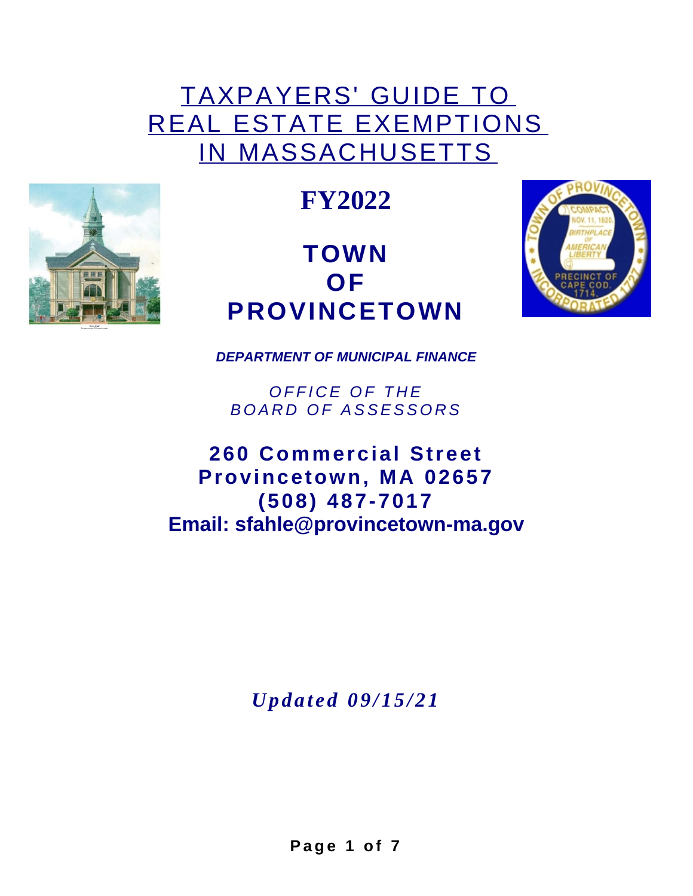# TAXPAYERS' GUIDE TO REAL ESTATE EXEMPTIONS IN MASSACHUSETTS

## FY2022

## TOWN OF PROVINCETOWN

***DEPARTMENT OF MUNICIPAL FINANCE***

*OFFICE OF THE BOARD OF ASSESSORS*

**260 Commercial Street**
**Provincetown, MA 02657**
**(508) 487-7017**
**Email: sfahle@provincetown-ma.gov**

***Updated 09/15/21***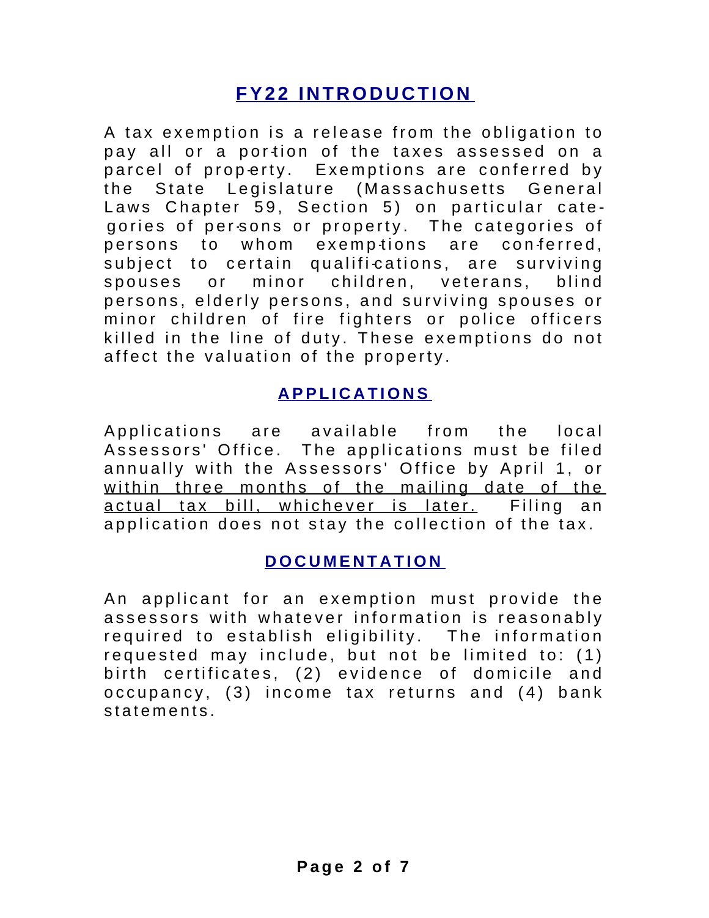## FY22 INTRODUCTION

A tax exemption is a release from the obligation to pay all or a portion of the taxes assessed on a parcel of property. Exemptions are conferred by the State Legislature (Massachusetts General Laws Chapter 59, Section 5) on particular categories of persons or property. The categories of persons to whom exemptions are conferred, subject to certain qualifications, are surviving spouses or minor children, veterans, blind persons, elderly persons, and surviving spouses or minor children of fire fighters or police officers killed in the line of duty. These exemptions do not affect the valuation of the property.

## APPLICATIONS

Applications are available from the local Assessors' Office. The applications must be filed annually with the Assessors' Office by April 1, or <u>within three months of the mailing date of the actual tax bill, whichever is later.</u> Filing an application does not stay the collection of the tax.

## DOCUMENTATION

An applicant for an exemption must provide the assessors with whatever information is reasonably required to establish eligibility. The information requested may include, but not be limited to: (1) birth certificates, (2) evidence of domicile and occupancy, (3) income tax returns and (4) bank statements.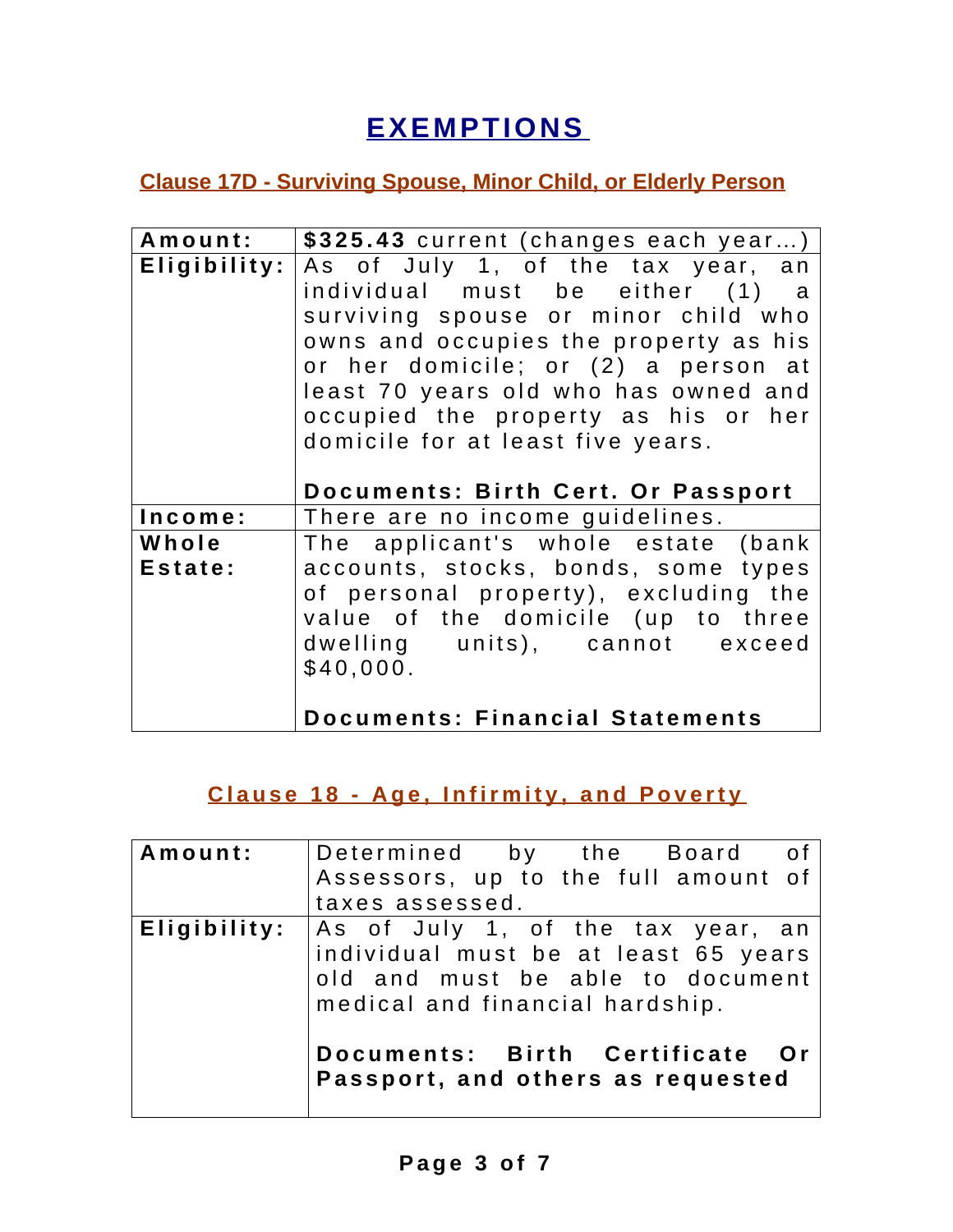# EXEMPTIONS

## Clause 17D - Surviving Spouse, Minor Child, or Elderly Person

| | |
|---|---|
| **Amount:** | **$325.43** current (changes each year…) |
| **Eligibility:** | As of July 1, of the tax year, an individual must be either (1) a surviving spouse or minor child who owns and occupies the property as his or her domicile; or (2) a person at least 70 years old who has owned and occupied the property as his or her domicile for at least five years.<br><br>**Documents: Birth Cert. Or Passport** |
| **Income:** | There are no income guidelines. |
| **Whole Estate:** | The applicant's whole estate (bank accounts, stocks, bonds, some types of personal property), excluding the value of the domicile (up to three dwelling units), cannot exceed $40,000.<br><br>**Documents: Financial Statements** |

## Clause 18 - Age, Infirmity, and Poverty

| | |
|---|---|
| **Amount:** | Determined by the Board of Assessors, up to the full amount of taxes assessed. |
| **Eligibility:** | As of July 1, of the tax year, an individual must be at least 65 years old and must be able to document medical and financial hardship.<br><br>**Documents: Birth Certificate Or Passport, and others as requested** |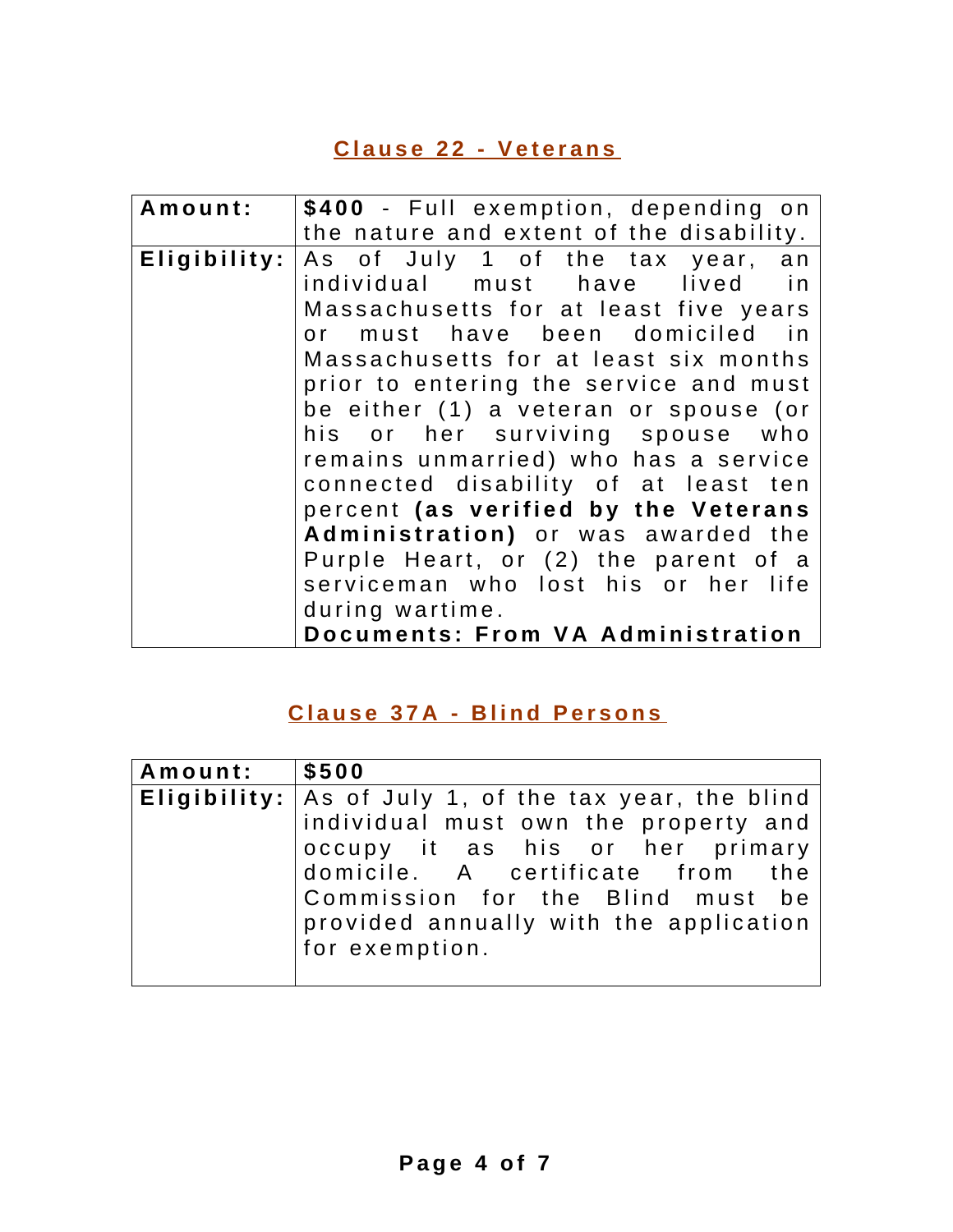## Clause 22 - Veterans

| Amount: | **$400** - Full exemption, depending on the nature and extent of the disability. |
|---|---|
| **Eligibility:** | As of July 1 of the tax year, an individual must have lived in Massachusetts for at least five years or must have been domiciled in Massachusetts for at least six months prior to entering the service and must be either (1) a veteran or spouse (or his or her surviving spouse who remains unmarried) who has a service connected disability of at least ten percent **(as verified by the Veterans Administration)** or was awarded the Purple Heart, or (2) the parent of a serviceman who lost his or her life during wartime. **Documents: From VA Administration** |

## Clause 37A - Blind Persons

| Amount: | **$500** |
|---|---|
| **Eligibility:** | As of July 1, of the tax year, the blind individual must own the property and occupy it as his or her primary domicile. A certificate from the Commission for the Blind must be provided annually with the application for exemption. |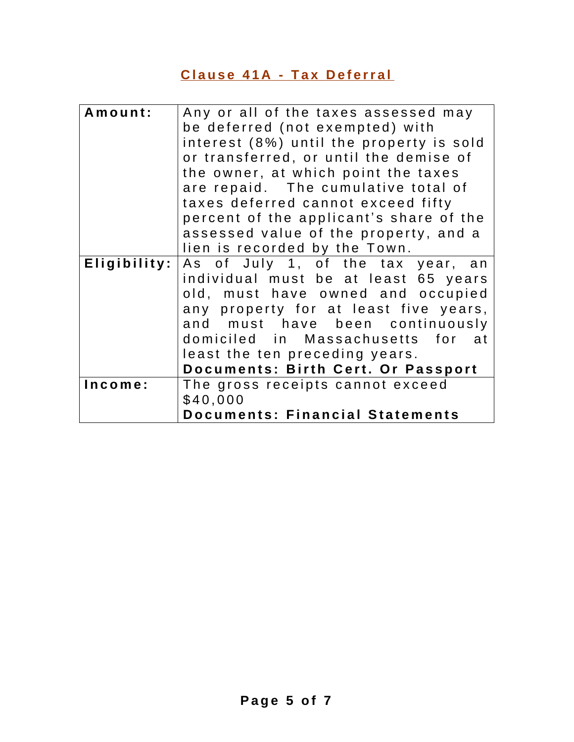## Clause 41A - Tax Deferral

| | |
|---|---|
| **Amount:** | Any or all of the taxes assessed may be deferred (not exempted) with interest (8%) until the property is sold or transferred, or until the demise of the owner, at which point the taxes are repaid. The cumulative total of taxes deferred cannot exceed fifty percent of the applicant's share of the assessed value of the property, and a lien is recorded by the Town. |
| **Eligibility:** | As of July 1, of the tax year, an individual must be at least 65 years old, must have owned and occupied any property for at least five years, and must have been continuously domiciled in Massachusetts for at least the ten preceding years. **Documents: Birth Cert. Or Passport** |
| **Income:** | The gross receipts cannot exceed $40,000 **Documents: Financial Statements** |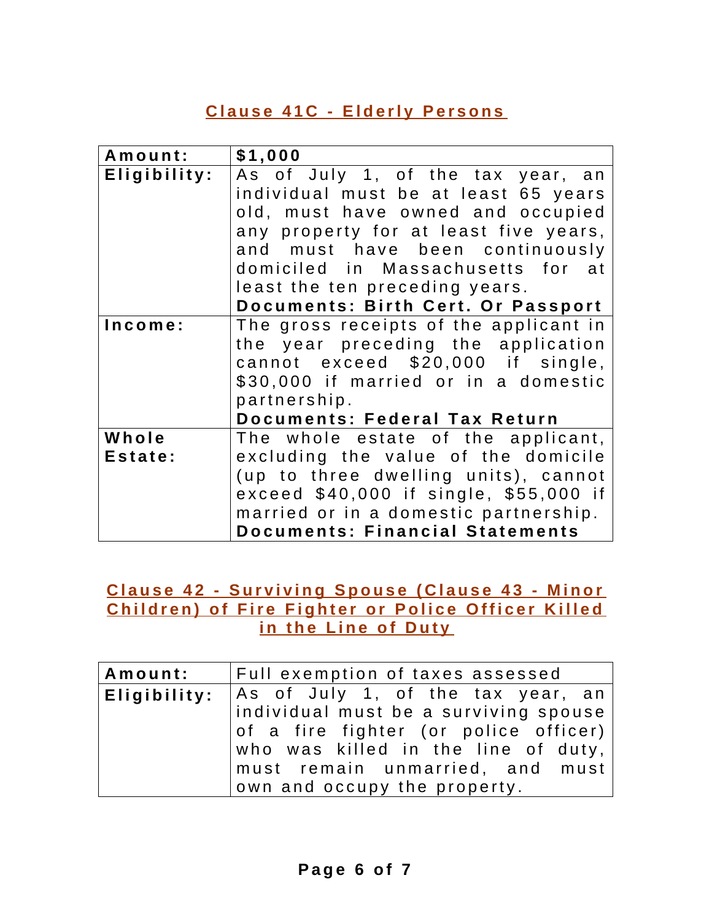## Clause 41C - Elderly Persons

| **Amount:** | **$1,000** |
|---|---|
| **Eligibility:** | As of July 1, of the tax year, an individual must be at least 65 years old, must have owned and occupied any property for at least five years, and must have been continuously domiciled in Massachusetts for at least the ten preceding years.<br>**Documents: Birth Cert. Or Passport** |
| **Income:** | The gross receipts of the applicant in the year preceding the application cannot exceed $20,000 if single, $30,000 if married or in a domestic partnership.<br>**Documents: Federal Tax Return** |
| **Whole Estate:** | The whole estate of the applicant, excluding the value of the domicile (up to three dwelling units), cannot exceed $40,000 if single, $55,000 if married or in a domestic partnership.<br>**Documents: Financial Statements** |

## Clause 42 - Surviving Spouse (Clause 43 - Minor Children) of Fire Fighter or Police Officer Killed in the Line of Duty

| **Amount:** | Full exemption of taxes assessed |
|---|---|
| **Eligibility:** | As of July 1, of the tax year, an individual must be a surviving spouse of a fire fighter (or police officer) who was killed in the line of duty, must remain unmarried, and must own and occupy the property. |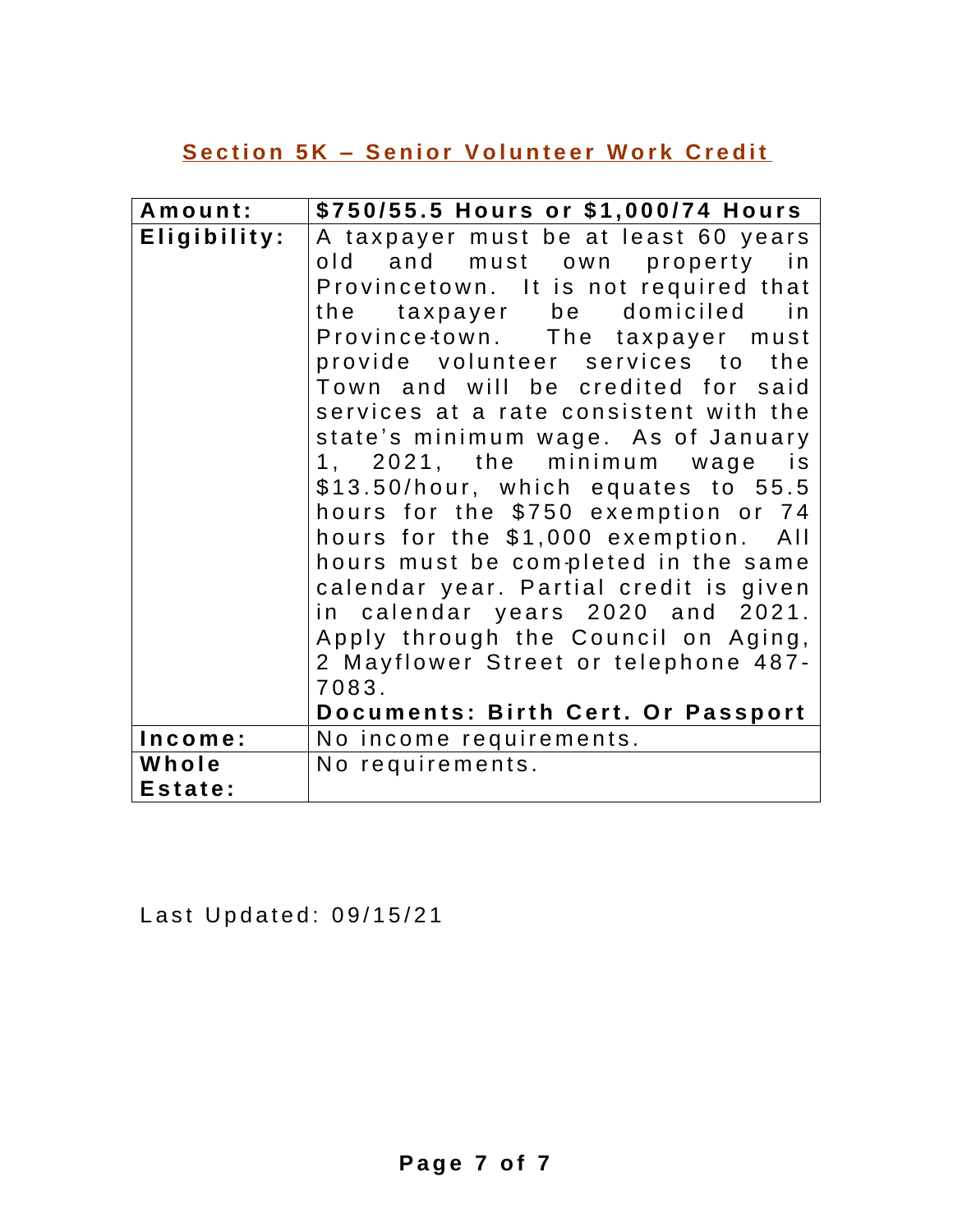## Section 5K – Senior Volunteer Work Credit

| | |
|---|---|
| **Amount:** | **$750/55.5 Hours or $1,000/74 Hours** |
| **Eligibility:** | A taxpayer must be at least 60 years old and must own property in Provincetown. It is not required that the taxpayer be domiciled in Provincetown. The taxpayer must provide volunteer services to the Town and will be credited for said services at a rate consistent with the state's minimum wage. As of January 1, 2021, the minimum wage is $13.50/hour, which equates to 55.5 hours for the $750 exemption or 74 hours for the $1,000 exemption. All hours must be completed in the same calendar year. Partial credit is given in calendar years 2020 and 2021. Apply through the Council on Aging, 2 Mayflower Street or telephone 487-7083. **Documents: Birth Cert. Or Passport** |
| **Income:** | No income requirements. |
| **Whole Estate:** | No requirements. |

Last Updated: 09/15/21